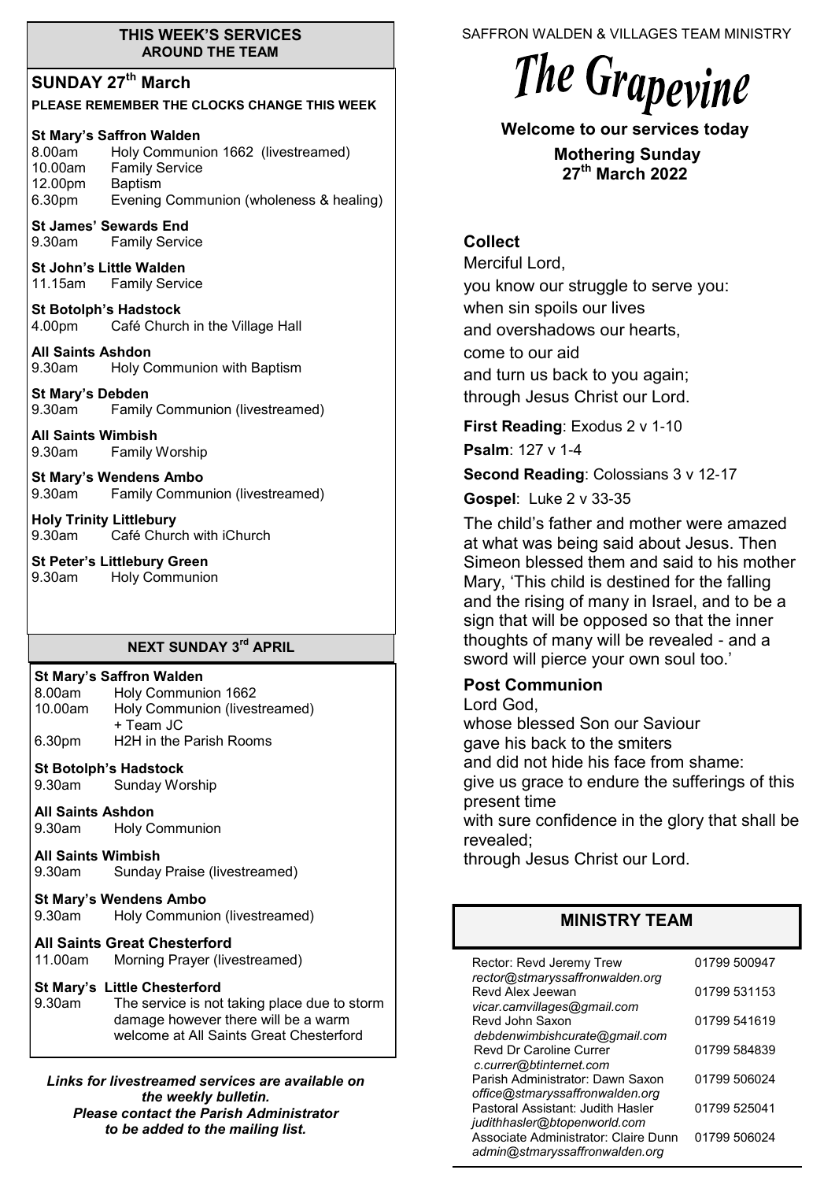## THIS WEEK'S SERVICES AROUND THE TEAM

### SUNDAY 27th March

**PLEASE REMEMBER THE CLOCKS CHANGE THIS WEEK**

**St Mary's Saffron Walden**
8.00am Holy Communion 1662 (livestreamed)
10.00am Family Service
12.00pm Baptism
6.30pm Evening Communion (wholeness & healing)

**St James' Sewards End**
9.30am Family Service

**St John's Little Walden**
11.15am Family Service

**St Botolph's Hadstock**
4.00pm Café Church in the Village Hall

**All Saints Ashdon**
9.30am Holy Communion with Baptism

**St Mary's Debden**
9.30am Family Communion (livestreamed)

**All Saints Wimbish**
9.30am Family Worship

**St Mary's Wendens Ambo**
9.30am Family Communion (livestreamed)

**Holy Trinity Littlebury**
9.30am Café Church with iChurch

**St Peter's Littlebury Green**
9.30am Holy Communion

### NEXT SUNDAY 3rd APRIL

**St Mary's Saffron Walden**
8.00am Holy Communion 1662
10.00am Holy Communion (livestreamed) + Team JC
6.30pm H2H in the Parish Rooms

**St Botolph's Hadstock**
9.30am Sunday Worship

**All Saints Ashdon**
9.30am Holy Communion

**All Saints Wimbish**
9.30am Sunday Praise (livestreamed)

**St Mary's Wendens Ambo**
9.30am Holy Communion (livestreamed)

**All Saints Great Chesterford**
11.00am Morning Prayer (livestreamed)

**St Mary's Little Chesterford**
9.30am The service is not taking place due to storm damage however there will be a warm welcome at All Saints Great Chesterford

***Links for livestreamed services are available on the weekly bulletin. Please contact the Parish Administrator to be added to the mailing list.***

SAFFRON WALDEN & VILLAGES TEAM MINISTRY

# The Grapevine

**Welcome to our services today**

**Mothering Sunday**
**27th March 2022**

## Collect

Merciful Lord,
you know our struggle to serve you:
when sin spoils our lives
and overshadows our hearts,
come to our aid
and turn us back to you again;
through Jesus Christ our Lord.

**First Reading**: Exodus 2 v 1-10

**Psalm**: 127 v 1-4

**Second Reading**: Colossians 3 v 12-17

**Gospel**: Luke 2 v 33-35

The child's father and mother were amazed at what was being said about Jesus. Then Simeon blessed them and said to his mother Mary, 'This child is destined for the falling and the rising of many in Israel, and to be a sign that will be opposed so that the inner thoughts of many will be revealed - and a sword will pierce your own soul too.'

## Post Communion

Lord God,
whose blessed Son our Saviour
gave his back to the smiters
and did not hide his face from shame:
give us grace to endure the sufferings of this present time
with sure confidence in the glory that shall be revealed;
through Jesus Christ our Lord.

## MINISTRY TEAM

| | |
|---|---|
| Rector: Revd Jeremy Trew *rector@stmaryssaffronwalden.org* | 01799 500947 |
| Revd Alex Jeewan *vicar.camvillages@gmail.com* | 01799 531153 |
| Revd John Saxon *debdenwimbishcurate@gmail.com* | 01799 541619 |
| Revd Dr Caroline Currer *c.currer@btinternet.com* | 01799 584839 |
| Parish Administrator: Dawn Saxon *office@stmaryssaffronwalden.org* | 01799 506024 |
| Pastoral Assistant: Judith Hasler *judithhasler@btopenworld.com* | 01799 525041 |
| Associate Administrator: Claire Dunn *admin@stmaryssaffronwalden.org* | 01799 506024 |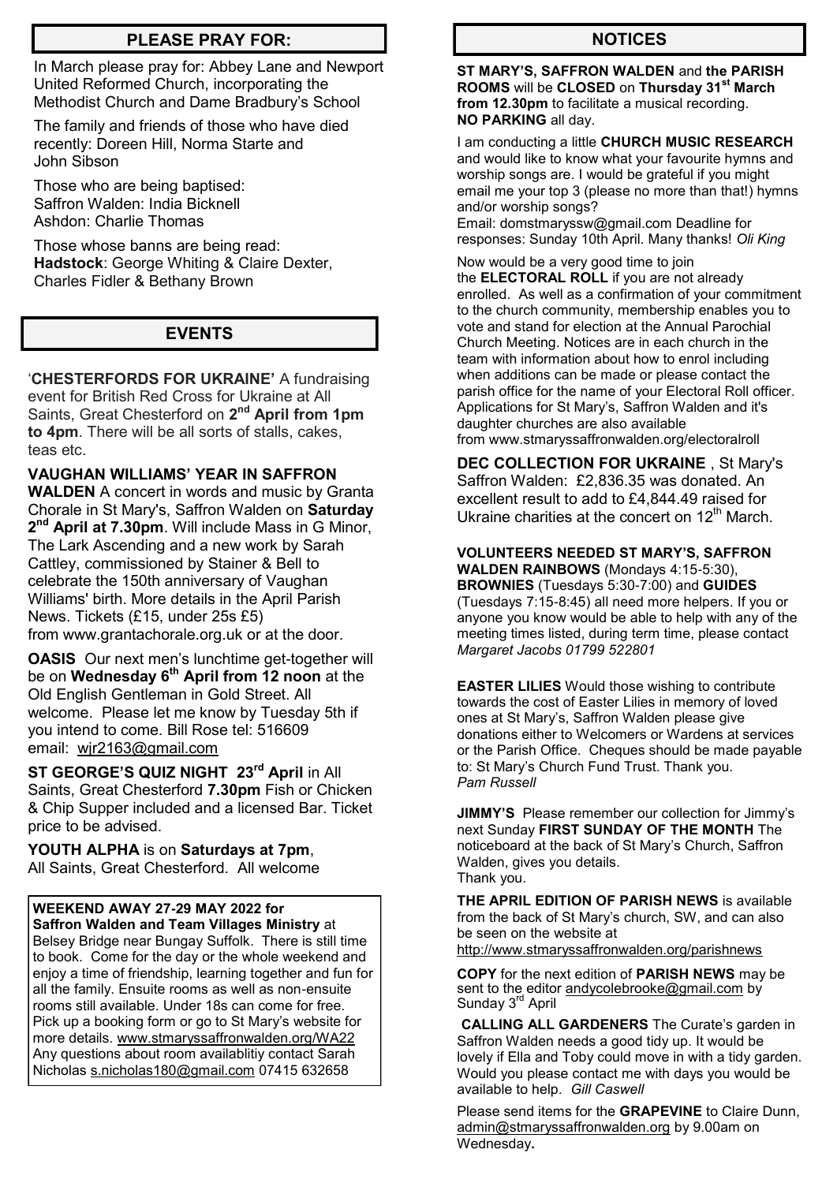## PLEASE PRAY FOR:

In March please pray for: Abbey Lane and Newport United Reformed Church, incorporating the Methodist Church and Dame Bradbury's School

The family and friends of those who have died recently: Doreen Hill, Norma Starte and John Sibson

Those who are being baptised:
Saffron Walden: India Bicknell
Ashdon: Charlie Thomas

Those whose banns are being read:
**Hadstock**: George Whiting & Claire Dexter, Charles Fidler & Bethany Brown

## EVENTS

'**CHESTERFORDS FOR UKRAINE'** A fundraising event for British Red Cross for Ukraine at All Saints, Great Chesterford on **2nd April from 1pm to 4pm**. There will be all sorts of stalls, cakes, teas etc.

**VAUGHAN WILLIAMS' YEAR IN SAFFRON WALDEN** A concert in words and music by Granta Chorale in St Mary's, Saffron Walden on **Saturday 2nd April at 7.30pm**. Will include Mass in G Minor, The Lark Ascending and a new work by Sarah Cattley, commissioned by Stainer & Bell to celebrate the 150th anniversary of Vaughan Williams' birth. More details in the April Parish News. Tickets (£15, under 25s £5) from www.grantachorale.org.uk or at the door.

**OASIS** Our next men's lunchtime get-together will be on **Wednesday 6th April from 12 noon** at the Old English Gentleman in Gold Street. All welcome. Please let me know by Tuesday 5th if you intend to come. Bill Rose tel: 516609 email: wjr2163@gmail.com

**ST GEORGE'S QUIZ NIGHT 23rd April** in All Saints, Great Chesterford **7.30pm** Fish or Chicken & Chip Supper included and a licensed Bar. Ticket price to be advised.

**YOUTH ALPHA** is on **Saturdays at 7pm**, All Saints, Great Chesterford. All welcome

**WEEKEND AWAY 27-29 MAY 2022 for Saffron Walden and Team Villages Ministry** at Belsey Bridge near Bungay Suffolk. There is still time to book. Come for the day or the whole weekend and enjoy a time of friendship, learning together and fun for all the family. Ensuite rooms as well as non-ensuite rooms still available. Under 18s can come for free. Pick up a booking form or go to St Mary's website for more details. www.stmaryssaffronwalden.org/WA22 Any questions about room availablitiy contact Sarah Nicholas s.nicholas180@gmail.com 07415 632658

## NOTICES

**ST MARY'S, SAFFRON WALDEN** and **the PARISH ROOMS** will be **CLOSED** on **Thursday 31st March from 12.30pm** to facilitate a musical recording. **NO PARKING** all day.

I am conducting a little **CHURCH MUSIC RESEARCH** and would like to know what your favourite hymns and worship songs are. I would be grateful if you might email me your top 3 (please no more than that!) hymns and/or worship songs?
Email: domstmaryssw@gmail.com Deadline for responses: Sunday 10th April. Many thanks! *Oli King*

Now would be a very good time to join the **ELECTORAL ROLL** if you are not already enrolled. As well as a confirmation of your commitment to the church community, membership enables you to vote and stand for election at the Annual Parochial Church Meeting. Notices are in each church in the team with information about how to enrol including when additions can be made or please contact the parish office for the name of your Electoral Roll officer. Applications for St Mary's, Saffron Walden and it's daughter churches are also available from www.stmaryssaffronwalden.org/electoralroll

**DEC COLLECTION FOR UKRAINE** , St Mary's Saffron Walden: £2,836.35 was donated. An excellent result to add to £4,844.49 raised for Ukraine charities at the concert on 12th March.

**VOLUNTEERS NEEDED ST MARY'S, SAFFRON WALDEN RAINBOWS** (Mondays 4:15-5:30), **BROWNIES** (Tuesdays 5:30-7:00) and **GUIDES** (Tuesdays 7:15-8:45) all need more helpers. If you or anyone you know would be able to help with any of the meeting times listed, during term time, please contact *Margaret Jacobs 01799 522801*

**EASTER LILIES** Would those wishing to contribute towards the cost of Easter Lilies in memory of loved ones at St Mary's, Saffron Walden please give donations either to Welcomers or Wardens at services or the Parish Office. Cheques should be made payable to: St Mary's Church Fund Trust. Thank you.
*Pam Russell*

**JIMMY'S** Please remember our collection for Jimmy's next Sunday **FIRST SUNDAY OF THE MONTH** The noticeboard at the back of St Mary's Church, Saffron Walden, gives you details.
Thank you.

**THE APRIL EDITION OF PARISH NEWS** is available from the back of St Mary's church, SW, and can also be seen on the website at http://www.stmaryssaffronwalden.org/parishnews

**COPY** for the next edition of **PARISH NEWS** may be sent to the editor andycolebrooke@gmail.com by Sunday 3rd April

**CALLING ALL GARDENERS** The Curate's garden in Saffron Walden needs a good tidy up. It would be lovely if Ella and Toby could move in with a tidy garden. Would you please contact me with days you would be available to help. *Gill Caswell*

Please send items for the **GRAPEVINE** to Claire Dunn, admin@stmaryssaffronwalden.org by 9.00am on Wednesday**.**